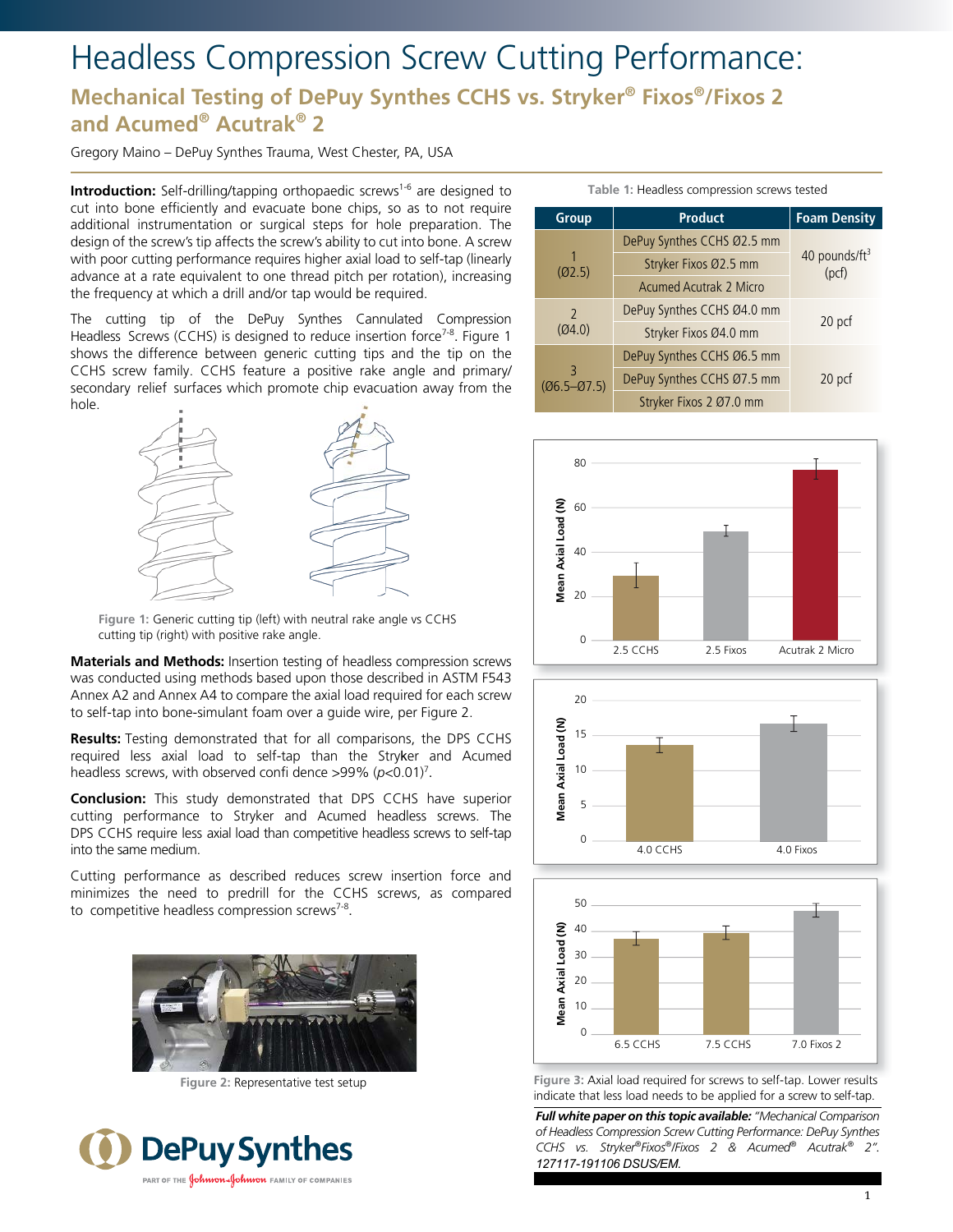# Headless Compression Screw Cutting Performance:

## Mechanical Testing of DePuy Synthes CCHS vs. Stryker® Fixos®/Fixos 2 and Acumed® Acutrak® 2

Gregory Maino – DePuy Synthes Trauma, West Chester, PA, USA

**Introduction:** Self-drilling/tapping orthopaedic screws[1-6] are designed to cut into bone efficiently and evacuate bone chips, so as to not require additional instrumentation or surgical steps for hole preparation. The design of the screw's tip affects the screw's ability to cut into bone. A screw with poor cutting performance requires higher axial load to self-tap (linearly advance at a rate equivalent to one thread pitch per rotation), increasing the frequency at which a drill and/or tap would be required.

The cutting tip of the DePuy Synthes Cannulated Compression Headless Screws (CCHS) is designed to reduce insertion force[7-8]. Figure 1 shows the difference between generic cutting tips and the tip on the CCHS screw family. CCHS feature a positive rake angle and primary/secondary relief surfaces which promote chip evacuation away from the hole.

Figure 1: Generic cutting tip (left) with neutral rake angle vs CCHS cutting tip (right) with positive rake angle.

**Materials and Methods:** Insertion testing of headless compression screws was conducted using methods based upon those described in ASTM F543 Annex A2 and Annex A4 to compare the axial load required for each screw to self-tap into bone-simulant foam over a guide wire, per Figure 2.

**Results:** Testing demonstrated that for all comparisons, the DPS CCHS required less axial load to self-tap than the Stryker and Acumed headless screws, with observed confidence >99% ($p<0.01$)[7].

**Conclusion:** This study demonstrated that DPS CCHS have superior cutting performance to Stryker and Acumed headless screws. The DPS CCHS require less axial load than competitive headless screws to self-tap into the same medium.

Cutting performance as described reduces screw insertion force and minimizes the need to predrill for the CCHS screws, as compared to competitive headless compression screws[7-8].

Figure 2: Representative test setup

Table 1: Headless compression screws tested

| Group | Product | Foam Density |
|---|---|---|
| 1 (Ø2.5) | DePuy Synthes CCHS Ø2.5 mm | 40 pounds/ft³ (pcf) |
| | Stryker Fixos Ø2.5 mm | |
| | Acumed Acutrak 2 Micro | |
| 2 (Ø4.0) | DePuy Synthes CCHS Ø4.0 mm | 20 pcf |
| | Stryker Fixos Ø4.0 mm | |
| 3 (Ø6.5–Ø7.5) | DePuy Synthes CCHS Ø6.5 mm | 20 pcf |
| | DePuy Synthes CCHS Ø7.5 mm | |
| | Stryker Fixos 2 Ø7.0 mm | |

Mean Axial Load (N)
0
20
40
60
80
2.5 CCHS
2.5 Fixos
Acutrak 2 Micro

Mean Axial Load (N)
0
5
10
15
20
4.0 CCHS
4.0 Fixos

Mean Axial Load (N)
0
10
20
30
40
50
6.5 CCHS
7.5 CCHS
7.0 Fixos 2

Figure 3: Axial load required for screws to self-tap. Lower results indicate that less load needs to be applied for a screw to self-tap.

***Full white paper on this topic available:** "Mechanical Comparison of Headless Compression Screw Cutting Performance: DePuy Synthes CCHS vs. Stryker®Fixos®/Fixos 2 & Acumed® Acutrak® 2". 127117-191106 DSUS/EM.*

DePuy Synthes
PART OF THE Johnson & Johnson FAMILY OF COMPANIES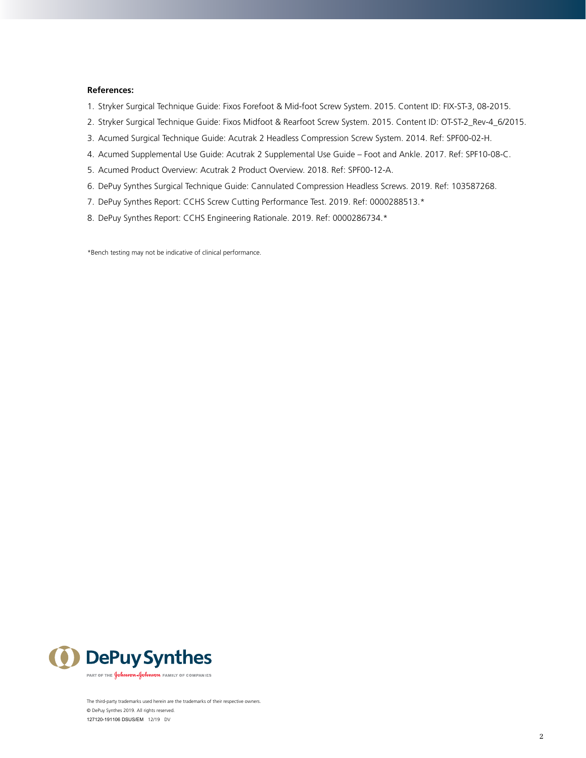**References:**

1. Stryker Surgical Technique Guide: Fixos Forefoot & Mid-foot Screw System. 2015. Content ID: FIX-ST-3, 08-2015.
2. Stryker Surgical Technique Guide: Fixos Midfoot & Rearfoot Screw System. 2015. Content ID: OT-ST-2_Rev-4_6/2015.
3. Acumed Surgical Technique Guide: Acutrak 2 Headless Compression Screw System. 2014. Ref: SPF00-02-H.
4. Acumed Supplemental Use Guide: Acutrak 2 Supplemental Use Guide – Foot and Ankle. 2017. Ref: SPF10-08-C.
5. Acumed Product Overview: Acutrak 2 Product Overview. 2018. Ref: SPF00-12-A.
6. DePuy Synthes Surgical Technique Guide: Cannulated Compression Headless Screws. 2019. Ref: 103587268.
7. DePuy Synthes Report: CCHS Screw Cutting Performance Test. 2019. Ref: 0000288513.*
8. DePuy Synthes Report: CCHS Engineering Rationale. 2019. Ref: 0000286734.*

*Bench testing may not be indicative of clinical performance.

DePuy Synthes

PART OF THE Johnson & Johnson FAMILY OF COMPANIES

The third-party trademarks used herein are the trademarks of their respective owners.

© DePuy Synthes 2019. All rights reserved.

127120-191106 DSUS/EM 12/19 DV